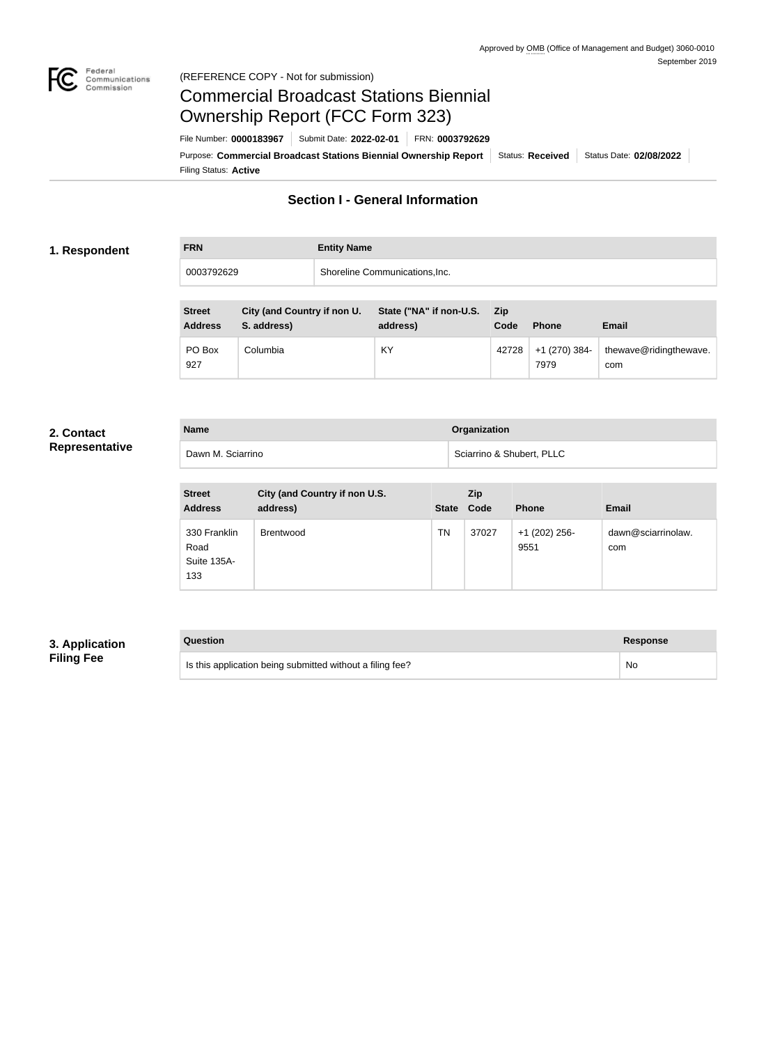Approved by OMB (Office of Management and Budget) 3060-0010
September 2019

(REFERENCE COPY - Not for submission)

# Commercial Broadcast Stations Biennial Ownership Report (FCC Form 323)

File Number: **0000183967** | Submit Date: **2022-02-01** | FRN: **0003792629**

Purpose: **Commercial Broadcast Stations Biennial Ownership Report** | Status: **Received** | Status Date: **02/08/2022**

Filing Status: **Active**

## Section I - General Information

### 1. Respondent

| FRN | Entity Name |
|---|---|
| 0003792629 | Shoreline Communications,Inc. |

| Street Address | City (and Country if non U. S. address) | State ("NA" if non-U.S. address) | Zip Code | Phone | Email |
|---|---|---|---|---|---|
| PO Box 927 | Columbia | KY | 42728 | +1 (270) 384-7979 | thewave@ridingthewave.com |

### 2. Contact Representative

| Name | Organization |
|---|---|
| Dawn M. Sciarrino | Sciarrino & Shubert, PLLC |

| Street Address | City (and Country if non U.S. address) | State | Zip Code | Phone | Email |
|---|---|---|---|---|---|
| 330 Franklin Road Suite 135A-133 | Brentwood | TN | 37027 | +1 (202) 256-9551 | dawn@sciarrinolaw.com |

### 3. Application Filing Fee

| Question | Response |
|---|---|
| Is this application being submitted without a filing fee? | No |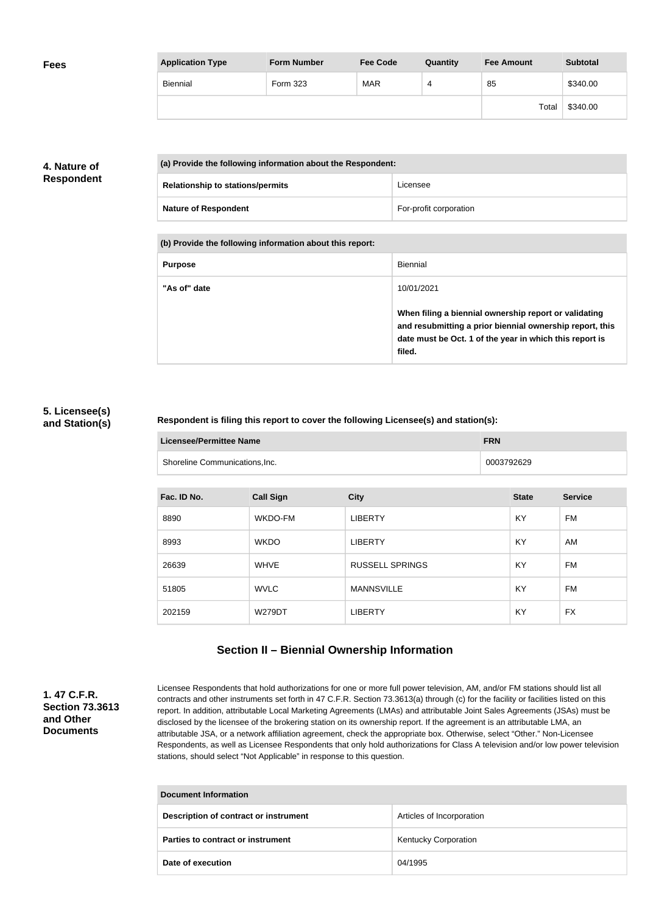## Fees

| Application Type | Form Number | Fee Code | Quantity | Fee Amount | Subtotal |
|---|---|---|---|---|---|
| Biennial | Form 323 | MAR | 4 | 85 | $340.00 |
| | | | | Total | $340.00 |

## 4. Nature of Respondent

| (a) Provide the following information about the Respondent: | |
|---|---|
| **Relationship to stations/permits** | Licensee |
| **Nature of Respondent** | For-profit corporation |

| (b) Provide the following information about this report: | |
|---|---|
| **Purpose** | Biennial |
| **"As of" date** | 10/01/2021<br><br>**When filing a biennial ownership report or validating and resubmitting a prior biennial ownership report, this date must be Oct. 1 of the year in which this report is filed.** |

## 5. Licensee(s) and Station(s)

**Respondent is filing this report to cover the following Licensee(s) and station(s):**

| Licensee/Permittee Name | FRN |
|---|---|
| Shoreline Communications,Inc. | 0003792629 |

| Fac. ID No. | Call Sign | City | State | Service |
|---|---|---|---|---|
| 8890 | WKDO-FM | LIBERTY | KY | FM |
| 8993 | WKDO | LIBERTY | KY | AM |
| 26639 | WHVE | RUSSELL SPRINGS | KY | FM |
| 51805 | WVLC | MANNSVILLE | KY | FM |
| 202159 | W279DT | LIBERTY | KY | FX |

## Section II – Biennial Ownership Information

### 1. 47 C.F.R. Section 73.3613 and Other Documents

Licensee Respondents that hold authorizations for one or more full power television, AM, and/or FM stations should list all contracts and other instruments set forth in 47 C.F.R. Section 73.3613(a) through (c) for the facility or facilities listed on this report. In addition, attributable Local Marketing Agreements (LMAs) and attributable Joint Sales Agreements (JSAs) must be disclosed by the licensee of the brokering station on its ownership report. If the agreement is an attributable LMA, an attributable JSA, or a network affiliation agreement, check the appropriate box. Otherwise, select "Other." Non-Licensee Respondents, as well as Licensee Respondents that only hold authorizations for Class A television and/or low power television stations, should select "Not Applicable" in response to this question.

| Document Information | |
|---|---|
| **Description of contract or instrument** | Articles of Incorporation |
| **Parties to contract or instrument** | Kentucky Corporation |
| **Date of execution** | 04/1995 |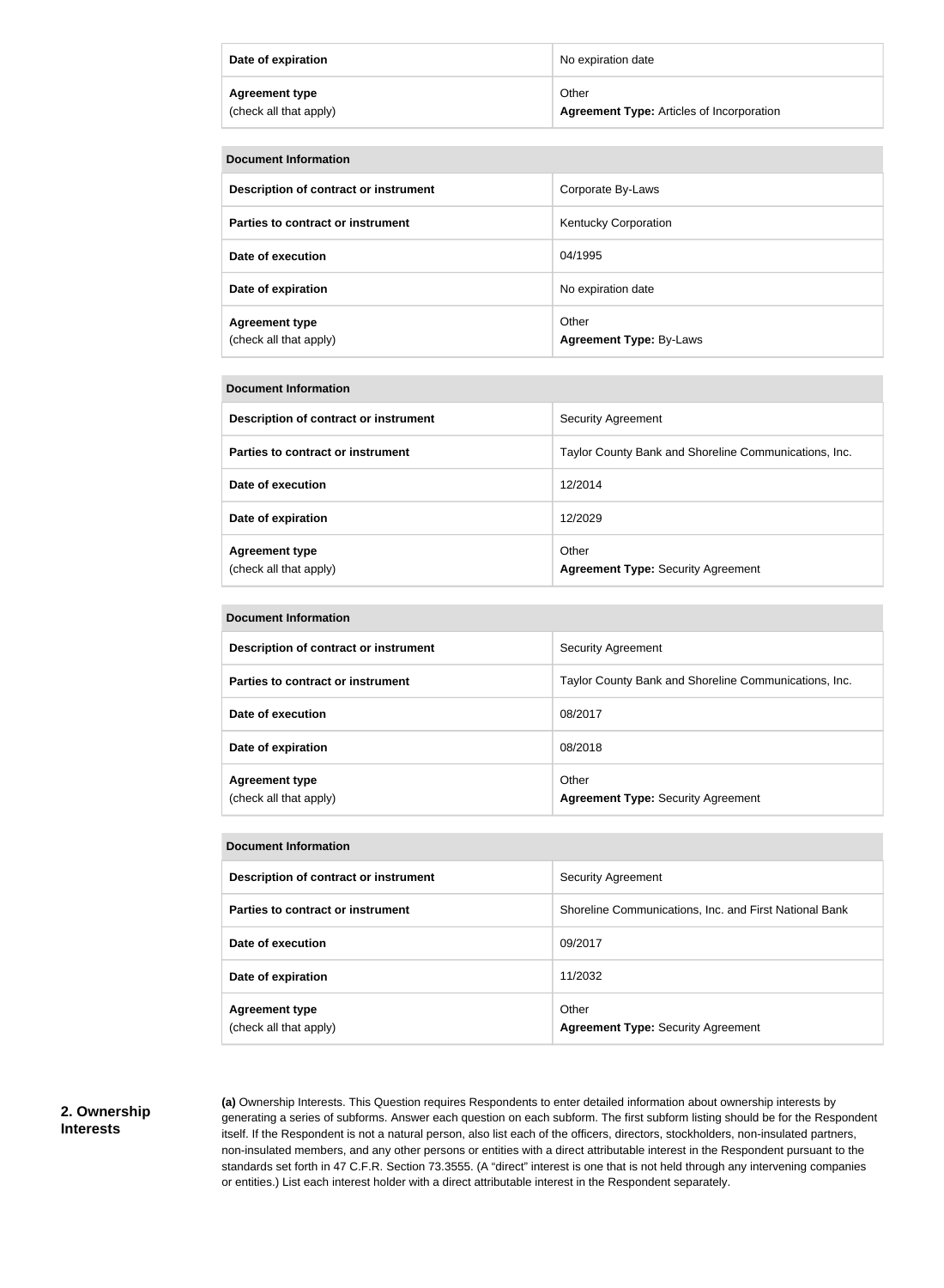| | |
|---|---|
| **Date of expiration** | No expiration date |
| **Agreement type** (check all that apply) | Other **Agreement Type:** Articles of Incorporation |

| **Document Information** | |
|---|---|
| **Description of contract or instrument** | Corporate By-Laws |
| **Parties to contract or instrument** | Kentucky Corporation |
| **Date of execution** | 04/1995 |
| **Date of expiration** | No expiration date |
| **Agreement type** (check all that apply) | Other **Agreement Type:** By-Laws |

| **Document Information** | |
|---|---|
| **Description of contract or instrument** | Security Agreement |
| **Parties to contract or instrument** | Taylor County Bank and Shoreline Communications, Inc. |
| **Date of execution** | 12/2014 |
| **Date of expiration** | 12/2029 |
| **Agreement type** (check all that apply) | Other **Agreement Type:** Security Agreement |

| **Document Information** | |
|---|---|
| **Description of contract or instrument** | Security Agreement |
| **Parties to contract or instrument** | Taylor County Bank and Shoreline Communications, Inc. |
| **Date of execution** | 08/2017 |
| **Date of expiration** | 08/2018 |
| **Agreement type** (check all that apply) | Other **Agreement Type:** Security Agreement |

| **Document Information** | |
|---|---|
| **Description of contract or instrument** | Security Agreement |
| **Parties to contract or instrument** | Shoreline Communications, Inc. and First National Bank |
| **Date of execution** | 09/2017 |
| **Date of expiration** | 11/2032 |
| **Agreement type** (check all that apply) | Other **Agreement Type:** Security Agreement |

## 2. Ownership Interests

**(a)** Ownership Interests. This Question requires Respondents to enter detailed information about ownership interests by generating a series of subforms. Answer each question on each subform. The first subform listing should be for the Respondent itself. If the Respondent is not a natural person, also list each of the officers, directors, stockholders, non-insulated partners, non-insulated members, and any other persons or entities with a direct attributable interest in the Respondent pursuant to the standards set forth in 47 C.F.R. Section 73.3555. (A "direct" interest is one that is not held through any intervening companies or entities.) List each interest holder with a direct attributable interest in the Respondent separately.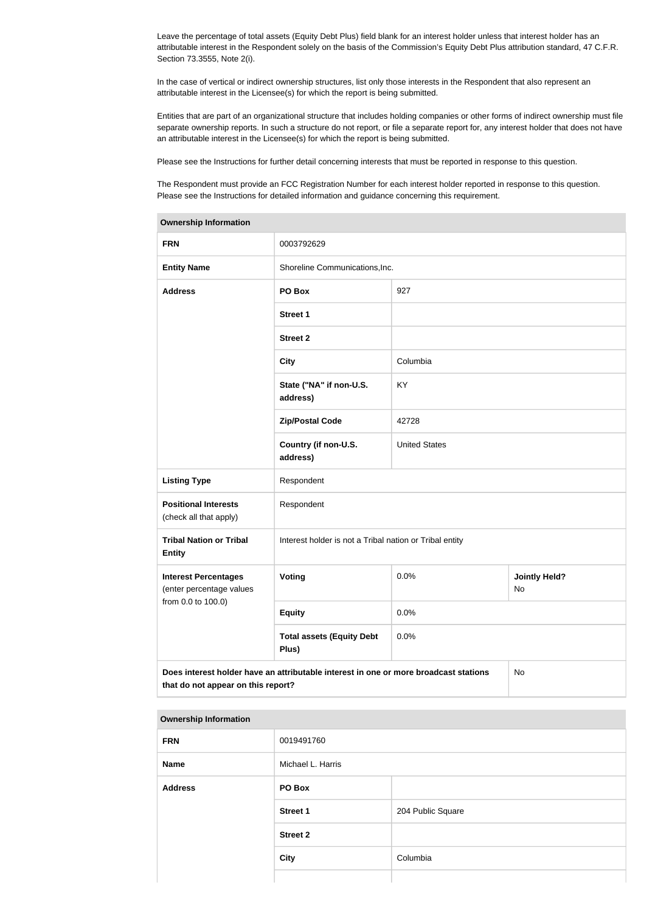Leave the percentage of total assets (Equity Debt Plus) field blank for an interest holder unless that interest holder has an attributable interest in the Respondent solely on the basis of the Commission's Equity Debt Plus attribution standard, 47 C.F.R. Section 73.3555, Note 2(i).

In the case of vertical or indirect ownership structures, list only those interests in the Respondent that also represent an attributable interest in the Licensee(s) for which the report is being submitted.

Entities that are part of an organizational structure that includes holding companies or other forms of indirect ownership must file separate ownership reports. In such a structure do not report, or file a separate report for, any interest holder that does not have an attributable interest in the Licensee(s) for which the report is being submitted.

Please see the Instructions for further detail concerning interests that must be reported in response to this question.

The Respondent must provide an FCC Registration Number for each interest holder reported in response to this question. Please see the Instructions for detailed information and guidance concerning this requirement.

| **Ownership Information** | | | |
|---|---|---|---|
| **FRN** | 0003792629 | | |
| **Entity Name** | Shoreline Communications,Inc. | | |
| **Address** | **PO Box** | 927 | |
| | **Street 1** | | |
| | **Street 2** | | |
| | **City** | Columbia | |
| | **State ("NA" if non-U.S. address)** | KY | |
| | **Zip/Postal Code** | 42728 | |
| | **Country (if non-U.S. address)** | United States | |
| **Listing Type** | Respondent | | |
| **Positional Interests** (check all that apply) | Respondent | | |
| **Tribal Nation or Tribal Entity** | Interest holder is not a Tribal nation or Tribal entity | | |
| **Interest Percentages** (enter percentage values from 0.0 to 100.0) | **Voting** | 0.0% | **Jointly Held?** No |
| | **Equity** | 0.0% | |
| | **Total assets (Equity Debt Plus)** | 0.0% | |
| **Does interest holder have an attributable interest in one or more broadcast stations that do not appear on this report?** | | | No |

| **Ownership Information** | | |
|---|---|---|
| **FRN** | 0019491760 | |
| **Name** | Michael L. Harris | |
| **Address** | **PO Box** | |
| | **Street 1** | 204 Public Square |
| | **Street 2** | |
| | **City** | Columbia |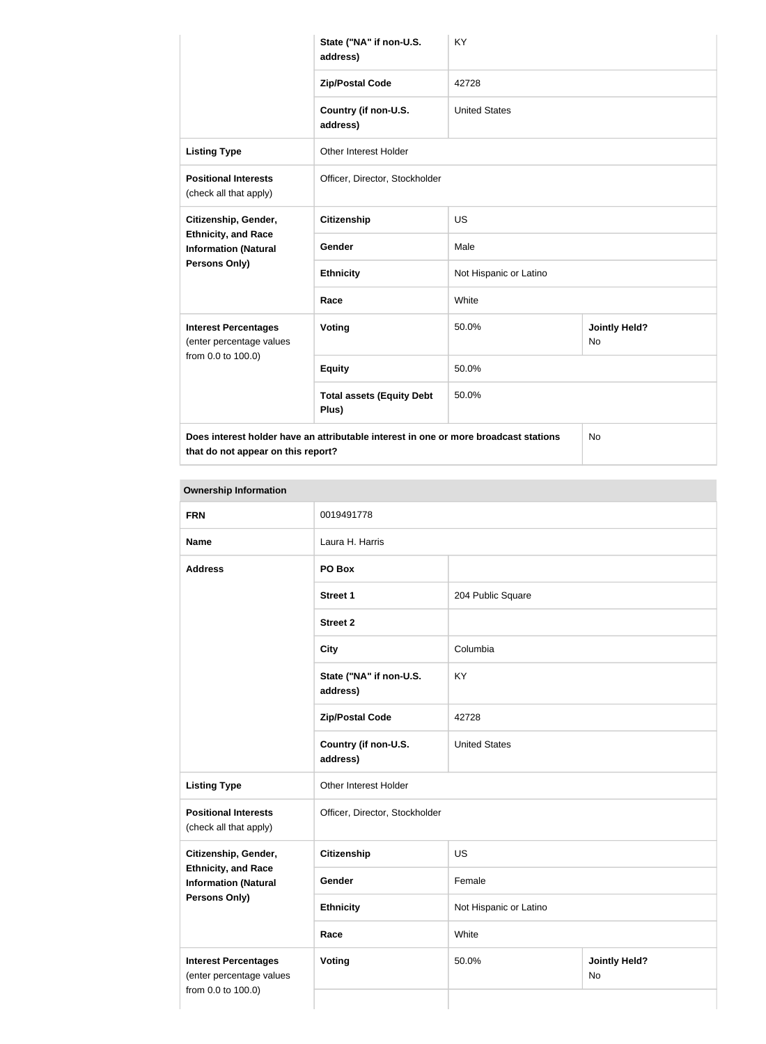| | | | |
|---|---|---|---|
| | **State ("NA" if non-U.S. address)** | KY | |
| | **Zip/Postal Code** | 42728 | |
| | **Country (if non-U.S. address)** | United States | |
| **Listing Type** | Other Interest Holder | | |
| **Positional Interests** (check all that apply) | Officer, Director, Stockholder | | |
| **Citizenship, Gender, Ethnicity, and Race Information (Natural Persons Only)** | **Citizenship** | US | |
| | **Gender** | Male | |
| | **Ethnicity** | Not Hispanic or Latino | |
| | **Race** | White | |
| **Interest Percentages** (enter percentage values from 0.0 to 100.0) | **Voting** | 50.0% | **Jointly Held?** No |
| | **Equity** | 50.0% | |
| | **Total assets (Equity Debt Plus)** | 50.0% | |
| **Does interest holder have an attributable interest in one or more broadcast stations that do not appear on this report?** | | | No |

| **Ownership Information** | | | |
|---|---|---|---|
| **FRN** | 0019491778 | | |
| **Name** | Laura H. Harris | | |
| **Address** | **PO Box** | | |
| | **Street 1** | 204 Public Square | |
| | **Street 2** | | |
| | **City** | Columbia | |
| | **State ("NA" if non-U.S. address)** | KY | |
| | **Zip/Postal Code** | 42728 | |
| | **Country (if non-U.S. address)** | United States | |
| **Listing Type** | Other Interest Holder | | |
| **Positional Interests** (check all that apply) | Officer, Director, Stockholder | | |
| **Citizenship, Gender, Ethnicity, and Race Information (Natural Persons Only)** | **Citizenship** | US | |
| | **Gender** | Female | |
| | **Ethnicity** | Not Hispanic or Latino | |
| | **Race** | White | |
| **Interest Percentages** (enter percentage values from 0.0 to 100.0) | **Voting** | 50.0% | **Jointly Held?** No |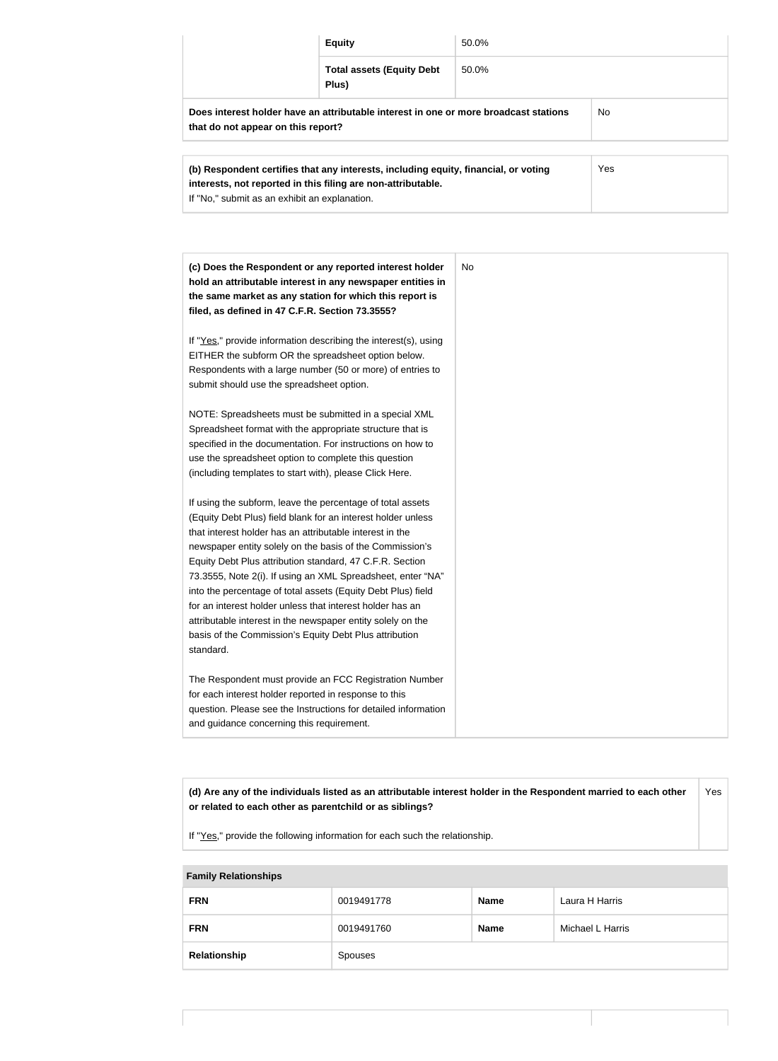| | | |
|---|---|---|
| | **Equity** | 50.0% |
| | **Total assets (Equity Debt Plus)** | 50.0% |
| **Does interest holder have an attributable interest in one or more broadcast stations that do not appear on this report?** | | No |

| | |
|---|---|
| **(b) Respondent certifies that any interests, including equity, financial, or voting interests, not reported in this filing are non-attributable.**<br>If "No," submit as an exhibit an explanation. | Yes |

| | |
|---|---|
| **(c) Does the Respondent or any reported interest holder hold an attributable interest in any newspaper entities in the same market as any station for which this report is filed, as defined in 47 C.F.R. Section 73.3555?**<br><br>If "Yes," provide information describing the interest(s), using EITHER the subform OR the spreadsheet option below. Respondents with a large number (50 or more) of entries to submit should use the spreadsheet option.<br><br>NOTE: Spreadsheets must be submitted in a special XML Spreadsheet format with the appropriate structure that is specified in the documentation. For instructions on how to use the spreadsheet option to complete this question (including templates to start with), please Click Here.<br><br>If using the subform, leave the percentage of total assets (Equity Debt Plus) field blank for an interest holder unless that interest holder has an attributable interest in the newspaper entity solely on the basis of the Commission's Equity Debt Plus attribution standard, 47 C.F.R. Section 73.3555, Note 2(i). If using an XML Spreadsheet, enter "NA" into the percentage of total assets (Equity Debt Plus) field for an interest holder unless that interest holder has an attributable interest in the newspaper entity solely on the basis of the Commission's Equity Debt Plus attribution standard.<br><br>The Respondent must provide an FCC Registration Number for each interest holder reported in response to this question. Please see the Instructions for detailed information and guidance concerning this requirement. | No |

| | |
|---|---|
| **(d) Are any of the individuals listed as an attributable interest holder in the Respondent married to each other or related to each other as parentchild or as siblings?**<br><br>If "Yes," provide the following information for each such the relationship. | Yes |

| **Family Relationships** | | | |
|---|---|---|---|
| **FRN** | 0019491778 | **Name** | Laura H Harris |
| **FRN** | 0019491760 | **Name** | Michael L Harris |
| **Relationship** | Spouses | | |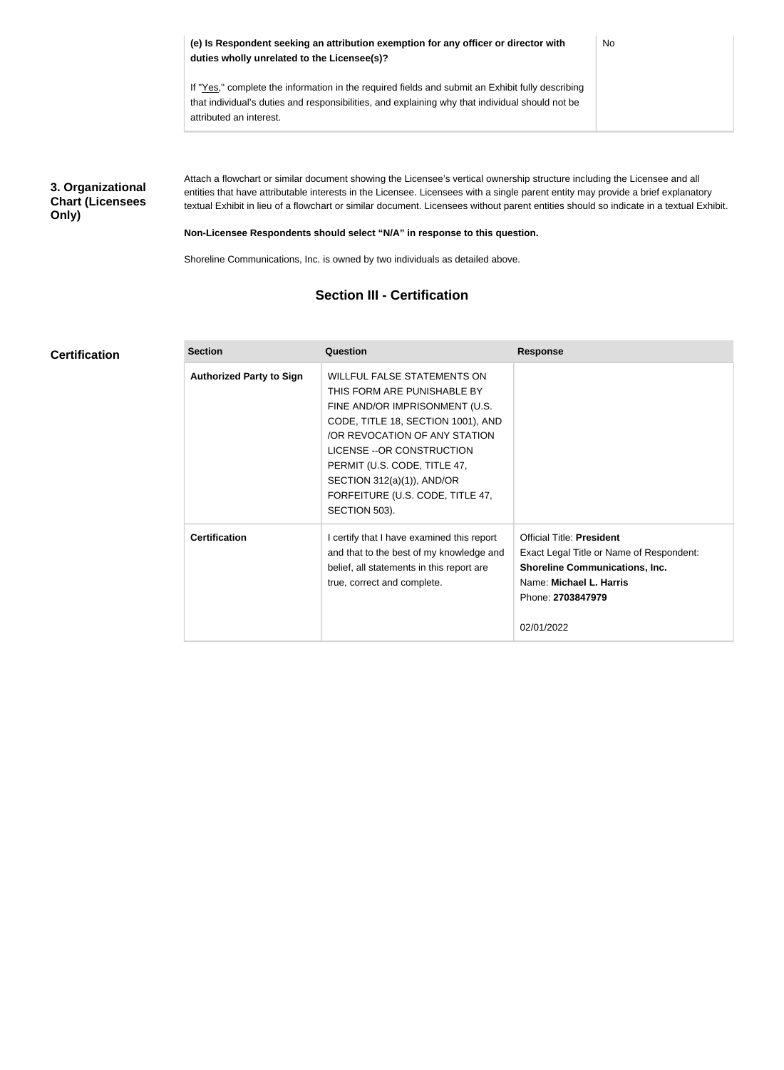| | |
|---|---|
| **(e) Is Respondent seeking an attribution exemption for any officer or director with duties wholly unrelated to the Licensee(s)?**<br><br>If "Yes," complete the information in the required fields and submit an Exhibit fully describing that individual's duties and responsibilities, and explaining why that individual should not be attributed an interest. | No |

**3. Organizational Chart (Licensees Only)**

Attach a flowchart or similar document showing the Licensee's vertical ownership structure including the Licensee and all entities that have attributable interests in the Licensee. Licensees with a single parent entity may provide a brief explanatory textual Exhibit in lieu of a flowchart or similar document. Licensees without parent entities should so indicate in a textual Exhibit.

**Non-Licensee Respondents should select "N/A" in response to this question.**

Shoreline Communications, Inc. is owned by two individuals as detailed above.

## Section III - Certification

**Certification**

| Section | Question | Response |
|---|---|---|
| **Authorized Party to Sign** | WILLFUL FALSE STATEMENTS ON THIS FORM ARE PUNISHABLE BY FINE AND/OR IMPRISONMENT (U.S. CODE, TITLE 18, SECTION 1001), AND /OR REVOCATION OF ANY STATION LICENSE --OR CONSTRUCTION PERMIT (U.S. CODE, TITLE 47, SECTION 312(a)(1)), AND/OR FORFEITURE (U.S. CODE, TITLE 47, SECTION 503). | |
| **Certification** | I certify that I have examined this report and that to the best of my knowledge and belief, all statements in this report are true, correct and complete. | Official Title: **President**<br>Exact Legal Title or Name of Respondent: **Shoreline Communications, Inc.**<br>Name: **Michael L. Harris**<br>Phone: **2703847979**<br><br>02/01/2022 |